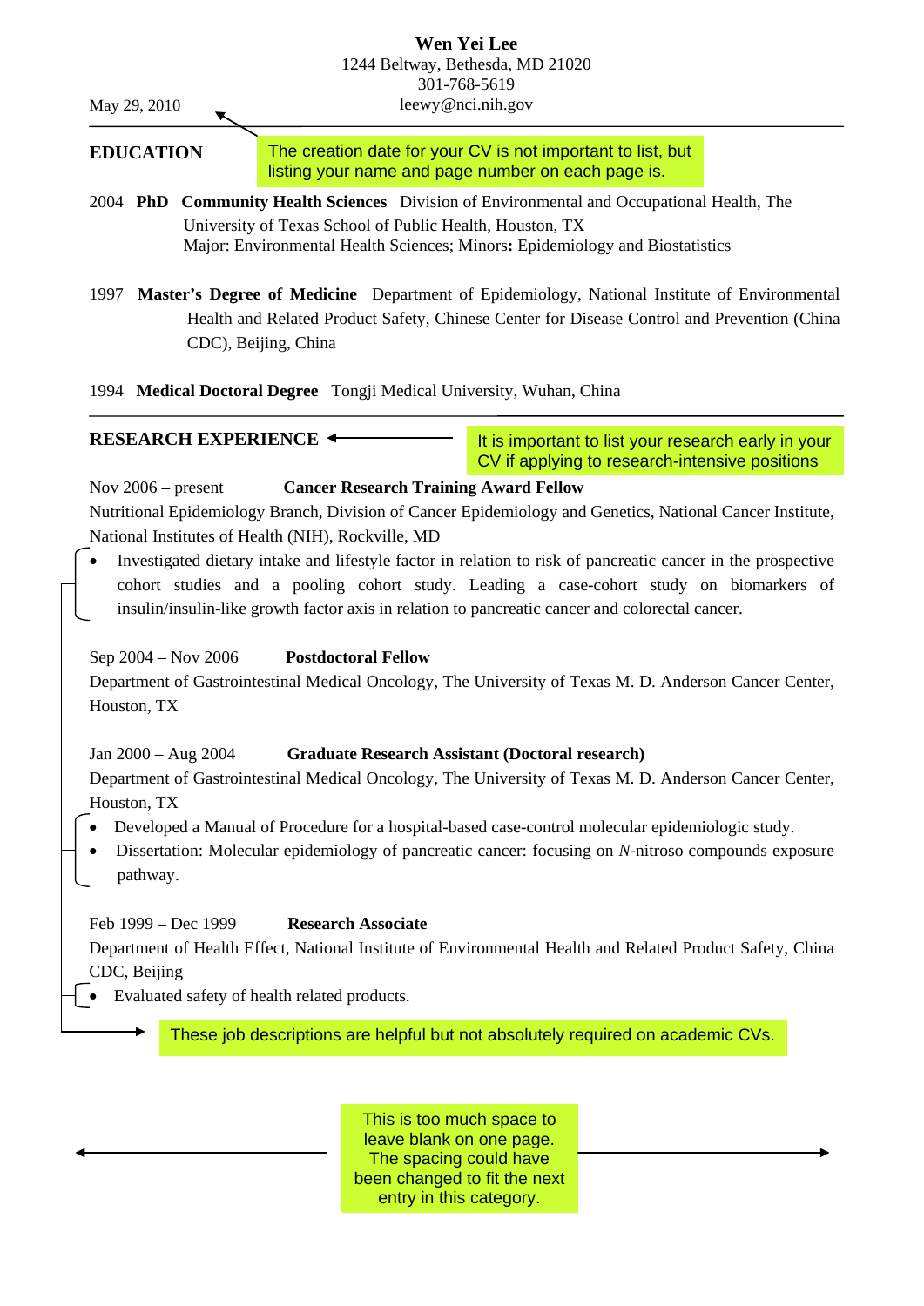**Wen Yei Lee**
1244 Beltway, Bethesda, MD 21020
301-768-5619
leewy@nci.nih.gov

May 29, 2010

The creation date for your CV is not important to list, but listing your name and page number on each page is.

## EDUCATION

2004 **PhD** **Community Health Sciences** Division of Environmental and Occupational Health, The University of Texas School of Public Health, Houston, TX
Major: Environmental Health Sciences; Minors**:** Epidemiology and Biostatistics

1997 **Master's Degree of Medicine** Department of Epidemiology, National Institute of Environmental Health and Related Product Safety, Chinese Center for Disease Control and Prevention (China CDC), Beijing, China

1994 **Medical Doctoral Degree** Tongji Medical University, Wuhan, China

## RESEARCH EXPERIENCE

It is important to list your research early in your CV if applying to research-intensive positions

Nov 2006 – present **Cancer Research Training Award Fellow**
Nutritional Epidemiology Branch, Division of Cancer Epidemiology and Genetics, National Cancer Institute, National Institutes of Health (NIH), Rockville, MD

- Investigated dietary intake and lifestyle factor in relation to risk of pancreatic cancer in the prospective cohort studies and a pooling cohort study. Leading a case-cohort study on biomarkers of insulin/insulin-like growth factor axis in relation to pancreatic cancer and colorectal cancer.

Sep 2004 – Nov 2006 **Postdoctoral Fellow**
Department of Gastrointestinal Medical Oncology, The University of Texas M. D. Anderson Cancer Center, Houston, TX

Jan 2000 – Aug 2004 **Graduate Research Assistant (Doctoral research)**
Department of Gastrointestinal Medical Oncology, The University of Texas M. D. Anderson Cancer Center, Houston, TX

- Developed a Manual of Procedure for a hospital-based case-control molecular epidemiologic study.
- Dissertation: Molecular epidemiology of pancreatic cancer: focusing on *N*-nitroso compounds exposure pathway.

Feb 1999 – Dec 1999 **Research Associate**
Department of Health Effect, National Institute of Environmental Health and Related Product Safety, China CDC, Beijing

- Evaluated safety of health related products.

These job descriptions are helpful but not absolutely required on academic CVs.

This is too much space to leave blank on one page. The spacing could have been changed to fit the next entry in this category.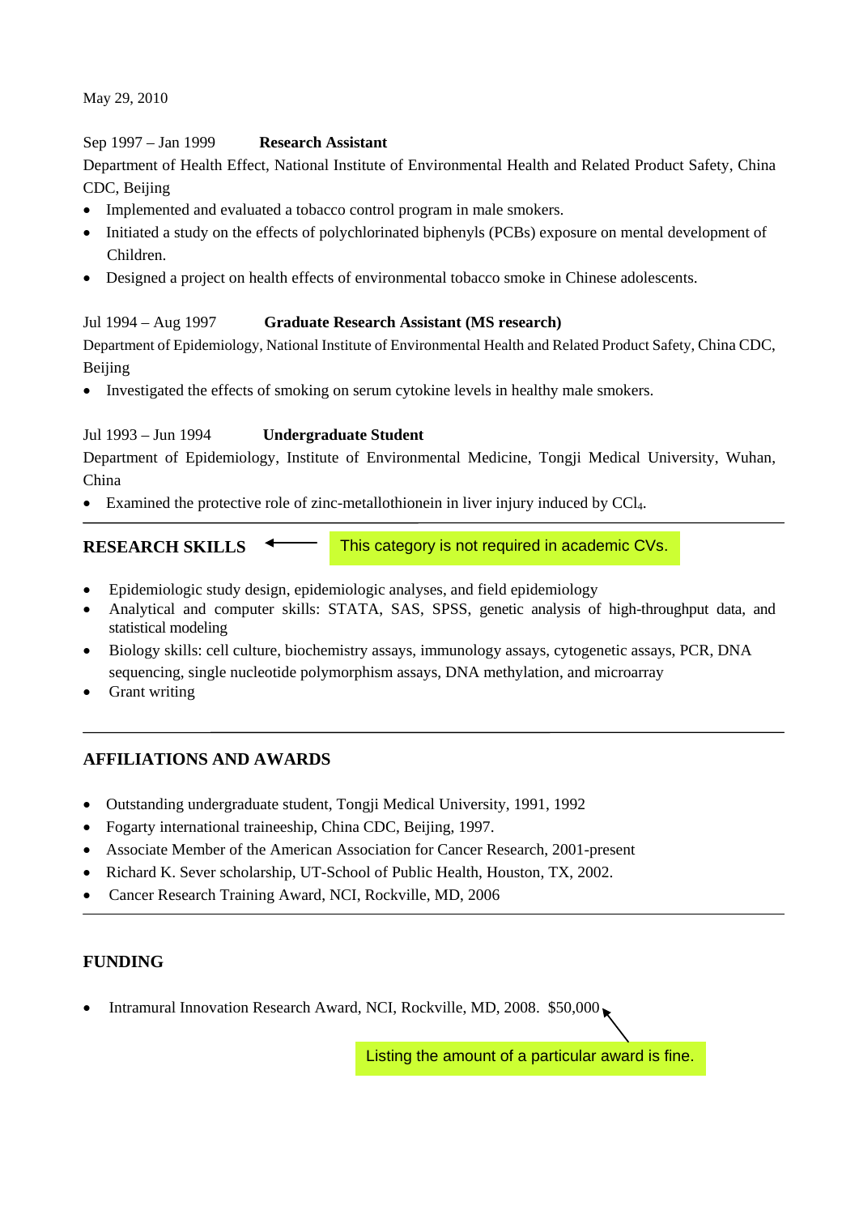May 29, 2010

Sep 1997 – Jan 1999 **Research Assistant**

Department of Health Effect, National Institute of Environmental Health and Related Product Safety, China CDC, Beijing

- Implemented and evaluated a tobacco control program in male smokers.
- Initiated a study on the effects of polychlorinated biphenyls (PCBs) exposure on mental development of Children.
- Designed a project on health effects of environmental tobacco smoke in Chinese adolescents.

Jul 1994 – Aug 1997 **Graduate Research Assistant (MS research)**

Department of Epidemiology, National Institute of Environmental Health and Related Product Safety, China CDC, Beijing

- Investigated the effects of smoking on serum cytokine levels in healthy male smokers.

Jul 1993 – Jun 1994 **Undergraduate Student**

Department of Epidemiology, Institute of Environmental Medicine, Tongji Medical University, Wuhan, China

- Examined the protective role of zinc-metallothionein in liver injury induced by $CCl_4$.

## RESEARCH SKILLS

This category is not required in academic CVs.

- Epidemiologic study design, epidemiologic analyses, and field epidemiology
- Analytical and computer skills: STATA, SAS, SPSS, genetic analysis of high-throughput data, and statistical modeling
- Biology skills: cell culture, biochemistry assays, immunology assays, cytogenetic assays, PCR, DNA sequencing, single nucleotide polymorphism assays, DNA methylation, and microarray
- Grant writing

## AFFILIATIONS AND AWARDS

- Outstanding undergraduate student, Tongji Medical University, 1991, 1992
- Fogarty international traineeship, China CDC, Beijing, 1997.
- Associate Member of the American Association for Cancer Research, 2001-present
- Richard K. Sever scholarship, UT-School of Public Health, Houston, TX, 2002.
- Cancer Research Training Award, NCI, Rockville, MD, 2006

## FUNDING

- Intramural Innovation Research Award, NCI, Rockville, MD, 2008. $50,000

Listing the amount of a particular award is fine.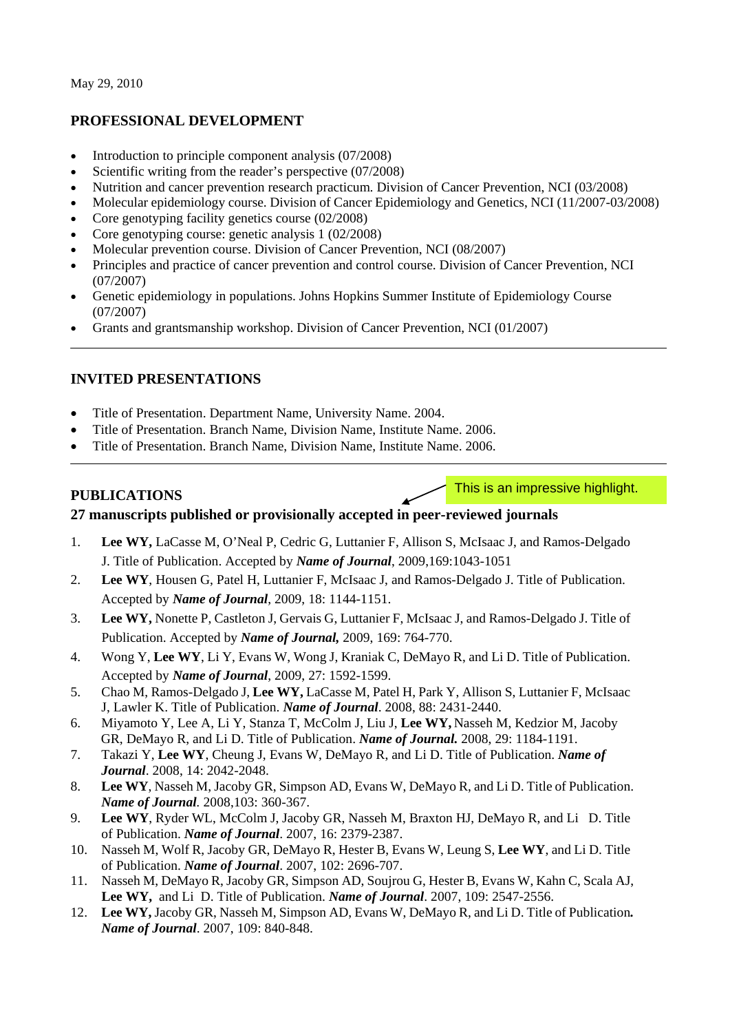May 29, 2010

## PROFESSIONAL DEVELOPMENT

- Introduction to principle component analysis (07/2008)
- Scientific writing from the reader's perspective (07/2008)
- Nutrition and cancer prevention research practicum. Division of Cancer Prevention, NCI (03/2008)
- Molecular epidemiology course. Division of Cancer Epidemiology and Genetics, NCI (11/2007-03/2008)
- Core genotyping facility genetics course (02/2008)
- Core genotyping course: genetic analysis 1 (02/2008)
- Molecular prevention course. Division of Cancer Prevention, NCI (08/2007)
- Principles and practice of cancer prevention and control course. Division of Cancer Prevention, NCI (07/2007)
- Genetic epidemiology in populations. Johns Hopkins Summer Institute of Epidemiology Course (07/2007)
- Grants and grantsmanship workshop. Division of Cancer Prevention, NCI (01/2007)

---

## INVITED PRESENTATIONS

- Title of Presentation. Department Name, University Name. 2004.
- Title of Presentation. Branch Name, Division Name, Institute Name. 2006.
- Title of Presentation. Branch Name, Division Name, Institute Name. 2006.

---

## PUBLICATIONS

This is an impressive highlight.

**27 manuscripts published or provisionally accepted in peer-reviewed journals**

1. **Lee WY,** LaCasse M, O'Neal P, Cedric G, Luttanier F, Allison S, McIsaac J, and Ramos-Delgado J. Title of Publication. Accepted by ***Name of Journal***, 2009,169:1043-1051
2. **Lee WY**, Housen G, Patel H, Luttanier F, McIsaac J, and Ramos-Delgado J. Title of Publication. Accepted by ***Name of Journal***, 2009, 18: 1144-1151.
3. **Lee WY,** Nonette P, Castleton J, Gervais G, Luttanier F, McIsaac J, and Ramos-Delgado J. Title of Publication. Accepted by ***Name of Journal,*** 2009, 169: 764-770.
4. Wong Y, **Lee WY**, Li Y, Evans W, Wong J, Kraniak C, DeMayo R, and Li D. Title of Publication. Accepted by ***Name of Journal***, 2009, 27: 1592-1599.
5. Chao M, Ramos-Delgado J, **Lee WY,** LaCasse M, Patel H, Park Y, Allison S, Luttanier F, McIsaac J, Lawler K. Title of Publication. ***Name of Journal***. 2008, 88: 2431-2440.
6. Miyamoto Y, Lee A, Li Y, Stanza T, McColm J, Liu J, **Lee WY,** Nasseh M, Kedzior M, Jacoby GR, DeMayo R, and Li D. Title of Publication. ***Name of Journal.*** 2008, 29: 1184-1191.
7. Takazi Y, **Lee WY**, Cheung J, Evans W, DeMayo R, and Li D. Title of Publication. ***Name of Journal***. 2008, 14: 2042-2048.
8. **Lee WY**, Nasseh M, Jacoby GR, Simpson AD, Evans W, DeMayo R, and Li D. Title of Publication. ***Name of Journal***. 2008,103: 360-367.
9. **Lee WY**, Ryder WL, McColm J, Jacoby GR, Nasseh M, Braxton HJ, DeMayo R, and Li D. Title of Publication. ***Name of Journal***. 2007, 16: 2379-2387.
10. Nasseh M, Wolf R, Jacoby GR, DeMayo R, Hester B, Evans W, Leung S, **Lee WY**, and Li D. Title of Publication. ***Name of Journal***. 2007, 102: 2696-707.
11. Nasseh M, DeMayo R, Jacoby GR, Simpson AD, Soujrou G, Hester B, Evans W, Kahn C, Scala AJ, **Lee WY,** and Li D. Title of Publication. ***Name of Journal***. 2007, 109: 2547-2556.
12. **Lee WY,** Jacoby GR, Nasseh M, Simpson AD, Evans W, DeMayo R, and Li D. Title of Publication**.** ***Name of Journal***. 2007, 109: 840-848.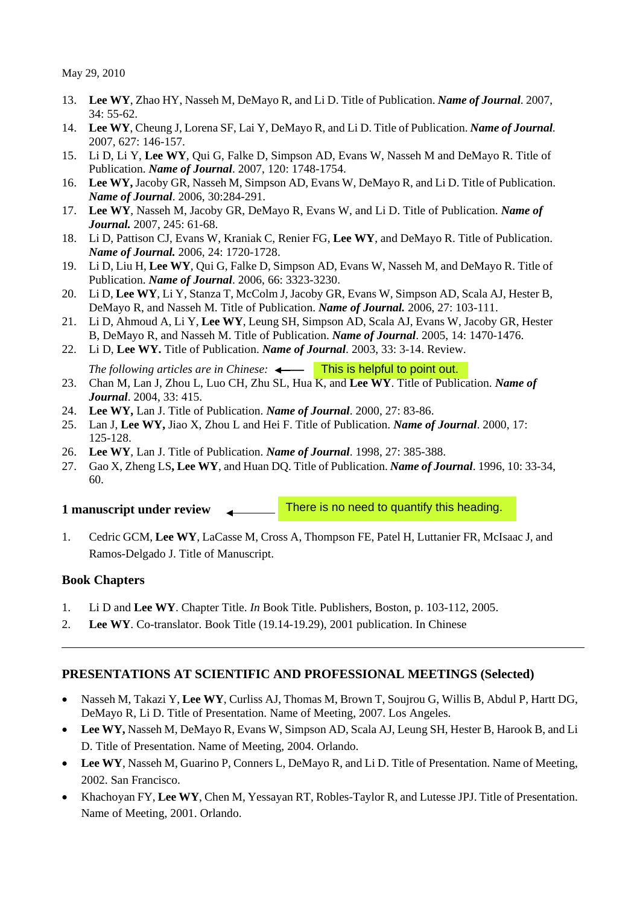May 29, 2010

13. **Lee WY**, Zhao HY, Nasseh M, DeMayo R, and Li D. Title of Publication. ***Name of Journal***. 2007, 34: 55-62.
14. **Lee WY**, Cheung J, Lorena SF, Lai Y, DeMayo R, and Li D. Title of Publication. ***Name of Journal***. 2007, 627: 146-157.
15. Li D, Li Y, **Lee WY**, Qui G, Falke D, Simpson AD, Evans W, Nasseh M and DeMayo R. Title of Publication. ***Name of Journal***. 2007, 120: 1748-1754.
16. **Lee WY,** Jacoby GR, Nasseh M, Simpson AD, Evans W, DeMayo R, and Li D. Title of Publication. ***Name of Journal***. 2006, 30:284-291.
17. **Lee WY**, Nasseh M, Jacoby GR, DeMayo R, Evans W, and Li D. Title of Publication. ***Name of Journal.*** 2007, 245: 61-68.
18. Li D, Pattison CJ, Evans W, Kraniak C, Renier FG, **Lee WY**, and DeMayo R. Title of Publication. ***Name of Journal.*** 2006, 24: 1720-1728.
19. Li D, Liu H, **Lee WY**, Qui G, Falke D, Simpson AD, Evans W, Nasseh M, and DeMayo R. Title of Publication. ***Name of Journal***. 2006, 66: 3323-3230.
20. Li D, **Lee WY**, Li Y, Stanza T, McColm J, Jacoby GR, Evans W, Simpson AD, Scala AJ, Hester B, DeMayo R, and Nasseh M. Title of Publication. ***Name of Journal.*** 2006, 27: 103-111.
21. Li D, Ahmoud A, Li Y, **Lee WY**, Leung SH, Simpson AD, Scala AJ, Evans W, Jacoby GR, Hester B, DeMayo R, and Nasseh M. Title of Publication. ***Name of Journal***. 2005, 14: 1470-1476.
22. Li D, **Lee WY.** Title of Publication. ***Name of Journal***. 2003, 33: 3-14. Review.

*The following articles are in Chinese:* ← This is helpful to point out.

23. Chan M, Lan J, Zhou L, Luo CH, Zhu SL, Hua K, and **Lee WY**. Title of Publication. ***Name of Journal***. 2004, 33: 415.
24. **Lee WY,** Lan J. Title of Publication. ***Name of Journal***. 2000, 27: 83-86.
25. Lan J, **Lee WY,** Jiao X, Zhou L and Hei F. Title of Publication. ***Name of Journal***. 2000, 17: 125-128.
26. **Lee WY**, Lan J. Title of Publication. ***Name of Journal***. 1998, 27: 385-388.
27. Gao X, Zheng LS**, Lee WY**, and Huan DQ. Title of Publication. ***Name of Journal***. 1996, 10: 33-34, 60.

### 1 manuscript under review ← There is no need to quantify this heading.

1. Cedric GCM, **Lee WY**, LaCasse M, Cross A, Thompson FE, Patel H, Luttanier FR, McIsaac J, and Ramos-Delgado J. Title of Manuscript.

### Book Chapters

1. Li D and **Lee WY**. Chapter Title. *In* Book Title. Publishers, Boston, p. 103-112, 2005.
2. **Lee WY**. Co-translator. Book Title (19.14-19.29), 2001 publication. In Chinese

---

## PRESENTATIONS AT SCIENTIFIC AND PROFESSIONAL MEETINGS (Selected)

- Nasseh M, Takazi Y, **Lee WY**, Curliss AJ, Thomas M, Brown T, Soujrou G, Willis B, Abdul P, Hartt DG, DeMayo R, Li D. Title of Presentation. Name of Meeting, 2007. Los Angeles.
- **Lee WY,** Nasseh M, DeMayo R, Evans W, Simpson AD, Scala AJ, Leung SH, Hester B, Harook B, and Li D. Title of Presentation. Name of Meeting, 2004. Orlando.
- **Lee WY**, Nasseh M, Guarino P, Conners L, DeMayo R, and Li D. Title of Presentation. Name of Meeting, 2002. San Francisco.
- Khachoyan FY, **Lee WY**, Chen M, Yessayan RT, Robles-Taylor R, and Lutesse JPJ. Title of Presentation. Name of Meeting, 2001. Orlando.